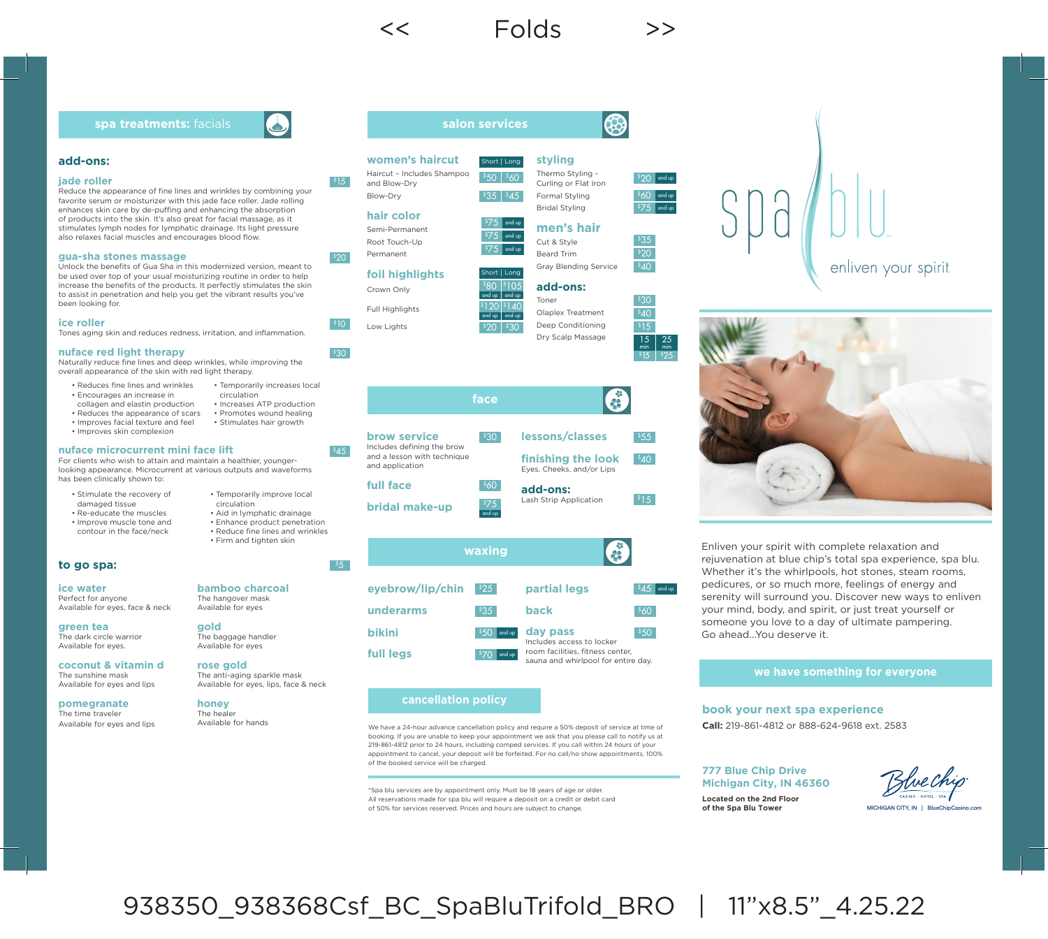## spa treatments: facials

### add-ons:

**jade roller** — $15

Reduce the appearance of fine lines and wrinkles by combining your favorite serum or moisturizer with this jade face roller. Jade rolling enhances skin care by de-puffing and enhancing the absorption of products into the skin. It's also great for facial massage, as it stimulates lymph nodes for lymphatic drainage. Its light pressure also relaxes facial muscles and encourages blood flow.

**gua-sha stones massage** — $20

Unlock the benefits of Gua Sha in this modernized version, meant to be used over top of your usual moisturizing routine in order to help increase the benefits of the products. It perfectly stimulates the skin to assist in penetration and help you get the vibrant results you've been looking for.

**ice roller** — $10

Tones aging skin and reduces redness, irritation, and inflammation.

**nuface red light therapy** — $30

Naturally reduce fine lines and deep wrinkles, while improving the overall appearance of the skin with red light therapy.

- Reduces fine lines and wrinkles
- Encourages an increase in collagen and elastin production
- Reduces the appearance of scars
- Improves facial texture and feel
- Improves skin complexion
- Temporarily increases local circulation
- Increases ATP production
- Promotes wound healing
- Stimulates hair growth

**nuface microcurrent mini face lift** — $45

For clients who wish to attain and maintain a healthier, younger-looking appearance. Microcurrent at various outputs and waveforms has been clinically shown to:

- Stimulate the recovery of damaged tissue
- Re-educate the muscles
- Improve muscle tone and contour in the face/neck
- Temporarily improve local circulation
- Aid in lymphatic drainage
- Enhance product penetration
- Reduce fine lines and wrinkles
- Firm and tighten skin

### to go spa: — $5

**ice water**
Perfect for anyone
Available for eyes, face & neck

**green tea**
The dark circle warrior
Available for eyes.

**coconut & vitamin d**
The sunshine mask
Available for eyes and lips

**pomegranate**
The time traveler
Available for eyes and lips

**bamboo charcoal**
The hangover mask
Available for eyes

**gold**
The baggage handler
Available for eyes

**rose gold**
The anti-aging sparkle mask
Available for eyes, lips, face & neck

**honey**
The healer
Available for hands

## salon services

### women's haircut

| | Short | Long |
|---|---|---|
| Haircut – Includes Shampoo and Blow-Dry | $50 | $60 |
| Blow-Dry | $35 | $45 |

### hair color

| | |
|---|---|
| Semi-Permanent | $75 and up |
| Root Touch-Up | $75 and up |
| Permanent | $75 and up |

### foil highlights

| | Short | Long |
|---|---|---|
| Crown Only | $80 and up | $105 and up |
| Full Highlights | $120 and up | $140 and up |
| Low Lights | $20 | $30 |

### styling

| | |
|---|---|
| Thermo Styling - Curling or Flat Iron | $20 and up |
| Formal Styling | $60 and up |
| Bridal Styling | $75 and up |

### men's hair

| | |
|---|---|
| Cut & Style | $35 |
| Beard Trim | $20 |
| Gray Blending Service | $40 |

### add-ons:

| | | |
|---|---|---|
| Toner | $30 | |
| Olaplex Treatment | $40 | |
| Deep Conditioning | $15 | |
| Dry Scalp Massage | 15 min $15 | 25 min $25 |

## face

**brow service** — $30
Includes defining the brow and a lesson with technique and application

**full face** — $60

**bridal make-up** — $75 and up

**lessons/classes** — $55

**finishing the look** — $40
Eyes, Cheeks, and/or Lips

### add-ons:

Lash Strip Application — $15

## waxing

| | |
|---|---|
| eyebrow/lip/chin | $25 |
| underarms | $35 |
| bikini | $50 and up |
| full legs | $70 and up |
| partial legs | $45 and up |
| back | $60 |
| day pass | $50 |

Day pass includes access to locker room facilities, fitness center, sauna and whirlpool for entire day.

## cancellation policy

We have a 24-hour advance cancellation policy and require a 50% deposit of service at time of booking. If you are unable to keep your appointment we ask that you please call to notify us at 219-861-4812 prior to 24 hours, including comped services. If you call within 24 hours of your appointment to cancel, your deposit will be forfeited. For no call/no show appointments, 100% of the booked service will be charged.

*Spa blu services are by appointment only. Must be 18 years of age or older. All reservations made for spa blu will require a deposit on a credit or debit card of 50% for services reserved. Prices and hours are subject to change.

# spa blu

enliven your spirit

Enliven your spirit with complete relaxation and rejuvenation at blue chip's total spa experience, spa blu. Whether it's the whirlpools, hot stones, steam rooms, pedicures, or so much more, feelings of energy and serenity will surround you. Discover new ways to enliven your mind, body, and spirit, or just treat yourself or someone you love to a day of ultimate pampering. Go ahead...You deserve it.

## we have something for everyone

### book your next spa experience

**Call:** 219-861-4812 or 888-624-9618 ext. 2583

**777 Blue Chip Drive**
**Michigan City, IN 46360**

**Located on the 2nd Floor of the Spa Blu Tower**

Blue Chip — CASINO · HOTEL · SPA
MICHIGAN CITY, IN | BlueChipCasino.com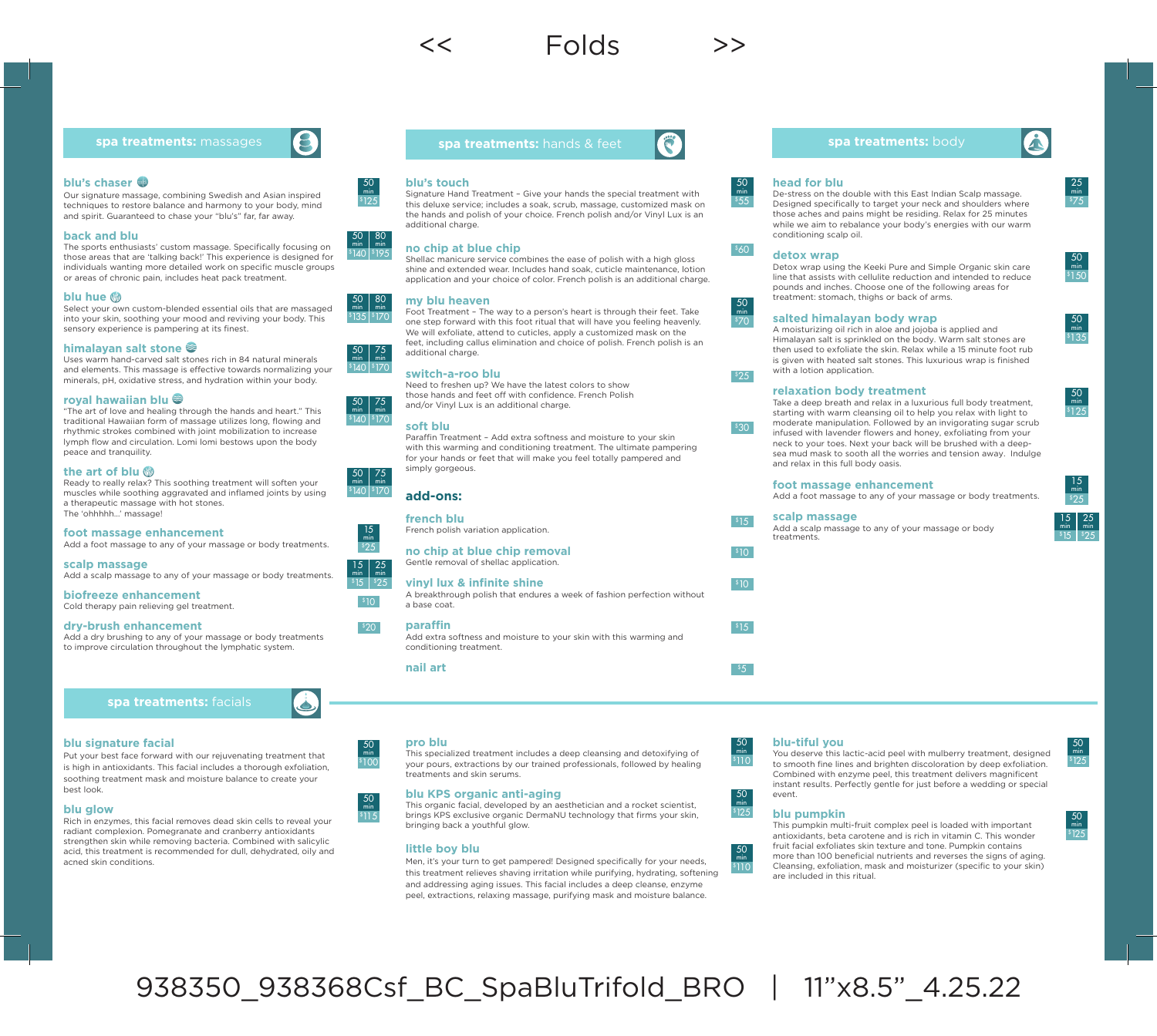## spa treatments: massages

### blu's chaser

Our signature massage, combining Swedish and Asian inspired techniques to restore balance and harmony to your body, mind and spirit. Guaranteed to chase your "blu's" far, far away.

50 min $125

### back and blu

The sports enthusiasts' custom massage. Specifically focusing on those areas that are 'talking back!' This experience is designed for individuals wanting more detailed work on specific muscle groups or areas of chronic pain, includes heat pack treatment.

50 min $140 | 80 min $195

### blu hue

Select your own custom-blended essential oils that are massaged into your skin, soothing your mood and reviving your body. This sensory experience is pampering at its finest.

50 min $135 | 80 min $170

### himalayan salt stone

Uses warm hand-carved salt stones rich in 84 natural minerals and elements. This massage is effective towards normalizing your minerals, pH, oxidative stress, and hydration within your body.

50 min $140 | 75 min $170

### royal hawaiian blu

"The art of love and healing through the hands and heart." This traditional Hawaiian form of massage utilizes long, flowing and rhythmic strokes combined with joint mobilization to increase lymph flow and circulation. Lomi lomi bestows upon the body peace and tranquility.

50 min $140 | 75 min $170

### the art of blu

Ready to really relax? This soothing treatment will soften your muscles while soothing aggravated and inflamed joints by using a therapeutic massage with hot stones.
The 'ohhhhh...' massage!

50 min $140 | 75 min $170

### foot massage enhancement

Add a foot massage to any of your massage or body treatments.

15 min $25

### scalp massage

Add a scalp massage to any of your massage or body treatments.

15 min $15 | 25 min $25

### biofreeze enhancement

Cold therapy pain relieving gel treatment.

$10

### dry-brush enhancement

Add a dry brushing to any of your massage or body treatments to improve circulation throughout the lymphatic system.

$20

## spa treatments: hands & feet

### blu's touch

Signature Hand Treatment – Give your hands the special treatment with this deluxe service; includes a soak, scrub, massage, customized mask on the hands and polish of your choice. French polish and/or Vinyl Lux is an additional charge.

50 min $55

### no chip at blue chip

Shellac manicure service combines the ease of polish with a high gloss shine and extended wear. Includes hand soak, cuticle maintenance, lotion application and your choice of color. French polish is an additional charge.

$60

### my blu heaven

Foot Treatment – The way to a person's heart is through their feet. Take one step forward with this foot ritual that will have you feeling heavenly. We will exfoliate, attend to cuticles, apply a customized mask on the feet, including callus elimination and choice of polish. French polish is an additional charge.

50 min $70

### switch-a-roo blu

Need to freshen up? We have the latest colors to show those hands and feet off with confidence. French Polish and/or Vinyl Lux is an additional charge.

$25

### soft blu

Paraffin Treatment – Add extra softness and moisture to your skin with this warming and conditioning treatment. The ultimate pampering for your hands or feet that will make you feel totally pampered and simply gorgeous.

$30

### add-ons:

**french blu** – French polish variation application. $15

**no chip at blue chip removal** – Gentle removal of shellac application. $10

**vinyl lux & infinite shine** – A breakthrough polish that endures a week of fashion perfection without a base coat. $10

**paraffin** – Add extra softness and moisture to your skin with this warming and conditioning treatment. $15

**nail art** – $5

## spa treatments: body

### head for blu

De-stress on the double with this East Indian Scalp massage. Designed specifically to target your neck and shoulders where those aches and pains might be residing. Relax for 25 minutes while we aim to rebalance your body's energies with our warm conditioning scalp oil.

25 min $75

### detox wrap

Detox wrap using the Keeki Pure and Simple Organic skin care line that assists with cellulite reduction and intended to reduce pounds and inches. Choose one of the following areas for treatment: stomach, thighs or back of arms.

50 min $150

### salted himalayan body wrap

A moisturizing oil rich in aloe and jojoba is applied and Himalayan salt is sprinkled on the body. Warm salt stones are then used to exfoliate the skin. Relax while a 15 minute foot rub is given with heated salt stones. This luxurious wrap is finished with a lotion application.

50 min $135

### relaxation body treatment

Take a deep breath and relax in a luxurious full body treatment, starting with warm cleansing oil to help you relax with light to moderate manipulation. Followed by an invigorating sugar scrub infused with lavender flowers and honey, exfoliating from your neck to your toes. Next your back will be brushed with a deep-sea mud mask to sooth all the worries and tension away. Indulge and relax in this full body oasis.

50 min $125

### foot massage enhancement

Add a foot massage to any of your massage or body treatments.

15 min $25

### scalp massage

Add a scalp massage to any of your massage or body treatments.

15 min $15 | 25 min $25

## spa treatments: facials

### blu signature facial

Put your best face forward with our rejuvenating treatment that is high in antioxidants. This facial includes a thorough exfoliation, soothing treatment mask and moisture balance to create your best look.

50 min $100

### blu glow

Rich in enzymes, this facial removes dead skin cells to reveal your radiant complexion. Pomegranate and cranberry antioxidants strengthen skin while removing bacteria. Combined with salicylic acid, this treatment is recommended for dull, dehydrated, oily and acned skin conditions.

50 min $115

### pro blu

This specialized treatment includes a deep cleansing and detoxifying of your pours, extractions by our trained professionals, followed by healing treatments and skin serums.

50 min $110

### blu KPS organic anti-aging

This organic facial, developed by an aesthetician and a rocket scientist, brings KPS exclusive organic DermaNU technology that firms your skin, bringing back a youthful glow.

50 min $125

### little boy blu

Men, it's your turn to get pampered! Designed specifically for your needs, this treatment relieves shaving irritation while purifying, hydrating, softening and addressing aging issues. This facial includes a deep cleanse, enzyme peel, extractions, relaxing massage, purifying mask and moisture balance.

50 min $110

### blu-tiful you

You deserve this lactic-acid peel with mulberry treatment, designed to smooth fine lines and brighten discoloration by deep exfoliation. Combined with enzyme peel, this treatment delivers magnificent instant results. Perfectly gentle for just before a wedding or special event.

50 min $125

### blu pumpkin

This pumpkin multi-fruit complex peel is loaded with important antioxidants, beta carotene and is rich in vitamin C. This wonder fruit facial exfoliates skin texture and tone. Pumpkin contains more than 100 beneficial nutrients and reverses the signs of aging. Cleansing, exfoliation, mask and moisturizer (specific to your skin) are included in this ritual.

50 min $125